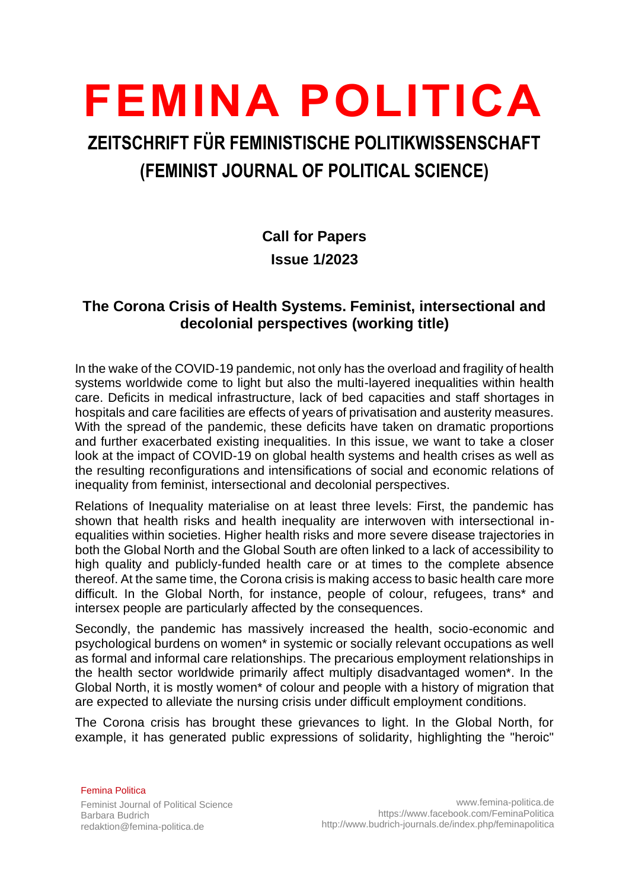# FEMINA POLITICA

## ZEITSCHRIFT FÜR FEMINISTISCHE POLITIKWISSENSCHAFT (FEMINIST JOURNAL OF POLITICAL SCIENCE)

**Call for Papers**

**Issue 1/2023**

### The Corona Crisis of Health Systems. Feminist, intersectional and decolonial perspectives (working title)

In the wake of the COVID-19 pandemic, not only has the overload and fragility of health systems worldwide come to light but also the multi-layered inequalities within health care. Deficits in medical infrastructure, lack of bed capacities and staff shortages in hospitals and care facilities are effects of years of privatisation and austerity measures. With the spread of the pandemic, these deficits have taken on dramatic proportions and further exacerbated existing inequalities. In this issue, we want to take a closer look at the impact of COVID-19 on global health systems and health crises as well as the resulting reconfigurations and intensifications of social and economic relations of inequality from feminist, intersectional and decolonial perspectives.

Relations of Inequality materialise on at least three levels: First, the pandemic has shown that health risks and health inequality are interwoven with intersectional inequalities within societies. Higher health risks and more severe disease trajectories in both the Global North and the Global South are often linked to a lack of accessibility to high quality and publicly-funded health care or at times to the complete absence thereof. At the same time, the Corona crisis is making access to basic health care more difficult. In the Global North, for instance, people of colour, refugees, trans* and intersex people are particularly affected by the consequences.

Secondly, the pandemic has massively increased the health, socio-economic and psychological burdens on women* in systemic or socially relevant occupations as well as formal and informal care relationships. The precarious employment relationships in the health sector worldwide primarily affect multiply disadvantaged women*. In the Global North, it is mostly women* of colour and people with a history of migration that are expected to alleviate the nursing crisis under difficult employment conditions.

The Corona crisis has brought these grievances to light. In the Global North, for example, it has generated public expressions of solidarity, highlighting the "heroic"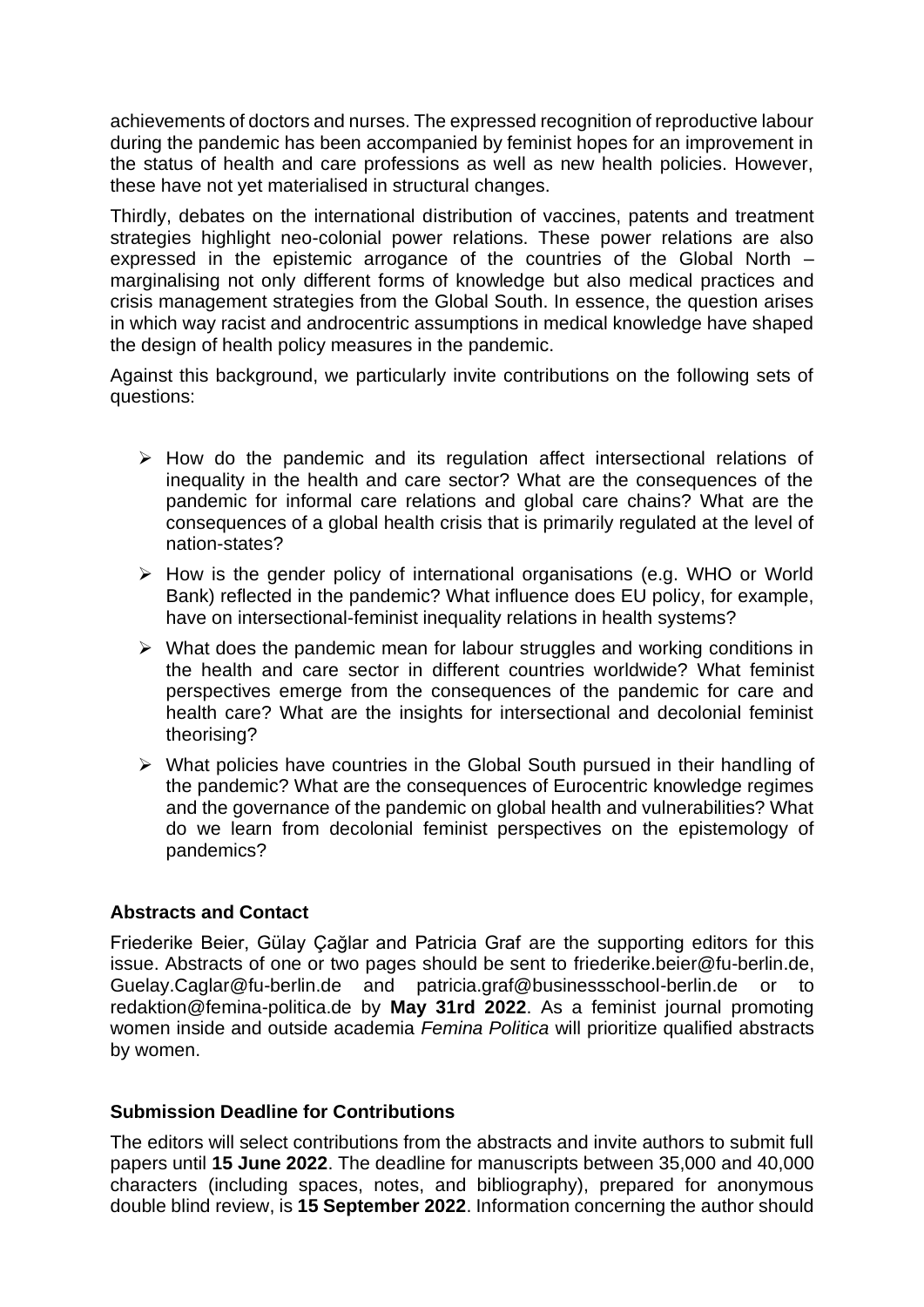achievements of doctors and nurses. The expressed recognition of reproductive labour during the pandemic has been accompanied by feminist hopes for an improvement in the status of health and care professions as well as new health policies. However, these have not yet materialised in structural changes.

Thirdly, debates on the international distribution of vaccines, patents and treatment strategies highlight neo-colonial power relations. These power relations are also expressed in the epistemic arrogance of the countries of the Global North – marginalising not only different forms of knowledge but also medical practices and crisis management strategies from the Global South. In essence, the question arises in which way racist and androcentric assumptions in medical knowledge have shaped the design of health policy measures in the pandemic.

Against this background, we particularly invite contributions on the following sets of questions:

- How do the pandemic and its regulation affect intersectional relations of inequality in the health and care sector? What are the consequences of the pandemic for informal care relations and global care chains? What are the consequences of a global health crisis that is primarily regulated at the level of nation-states?
- How is the gender policy of international organisations (e.g. WHO or World Bank) reflected in the pandemic? What influence does EU policy, for example, have on intersectional-feminist inequality relations in health systems?
- What does the pandemic mean for labour struggles and working conditions in the health and care sector in different countries worldwide? What feminist perspectives emerge from the consequences of the pandemic for care and health care? What are the insights for intersectional and decolonial feminist theorising?
- What policies have countries in the Global South pursued in their handling of the pandemic? What are the consequences of Eurocentric knowledge regimes and the governance of the pandemic on global health and vulnerabilities? What do we learn from decolonial feminist perspectives on the epistemology of pandemics?

### Abstracts and Contact

Friederike Beier, Gülay Çağlar and Patricia Graf are the supporting editors for this issue. Abstracts of one or two pages should be sent to friederike.beier@fu-berlin.de, Guelay.Caglar@fu-berlin.de and patricia.graf@businessschool-berlin.de or to redaktion@femina-politica.de by **May 31rd 2022**. As a feminist journal promoting women inside and outside academia *Femina Politica* will prioritize qualified abstracts by women.

### Submission Deadline for Contributions

The editors will select contributions from the abstracts and invite authors to submit full papers until **15 June 2022**. The deadline for manuscripts between 35,000 and 40,000 characters (including spaces, notes, and bibliography), prepared for anonymous double blind review, is **15 September 2022**. Information concerning the author should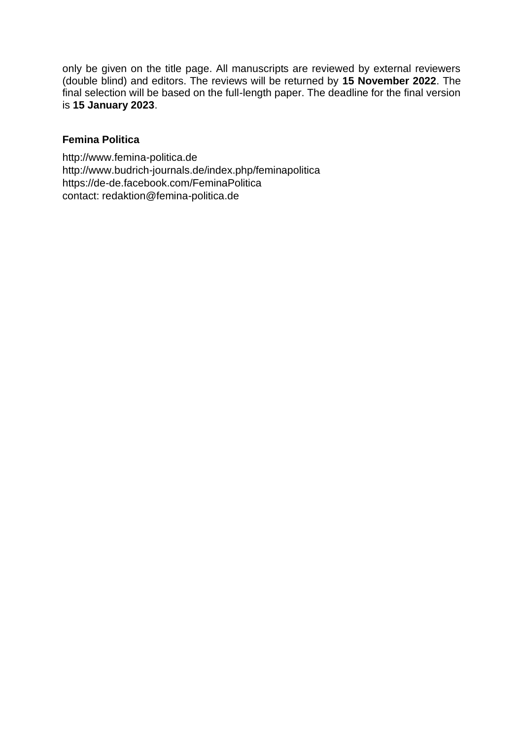only be given on the title page. All manuscripts are reviewed by external reviewers (double blind) and editors. The reviews will be returned by **15 November 2022**. The final selection will be based on the full-length paper. The deadline for the final version is **15 January 2023**.

**Femina Politica**

http://www.femina-politica.de
http://www.budrich-journals.de/index.php/feminapolitica
https://de-de.facebook.com/FeminaPolitica
contact: redaktion@femina-politica.de